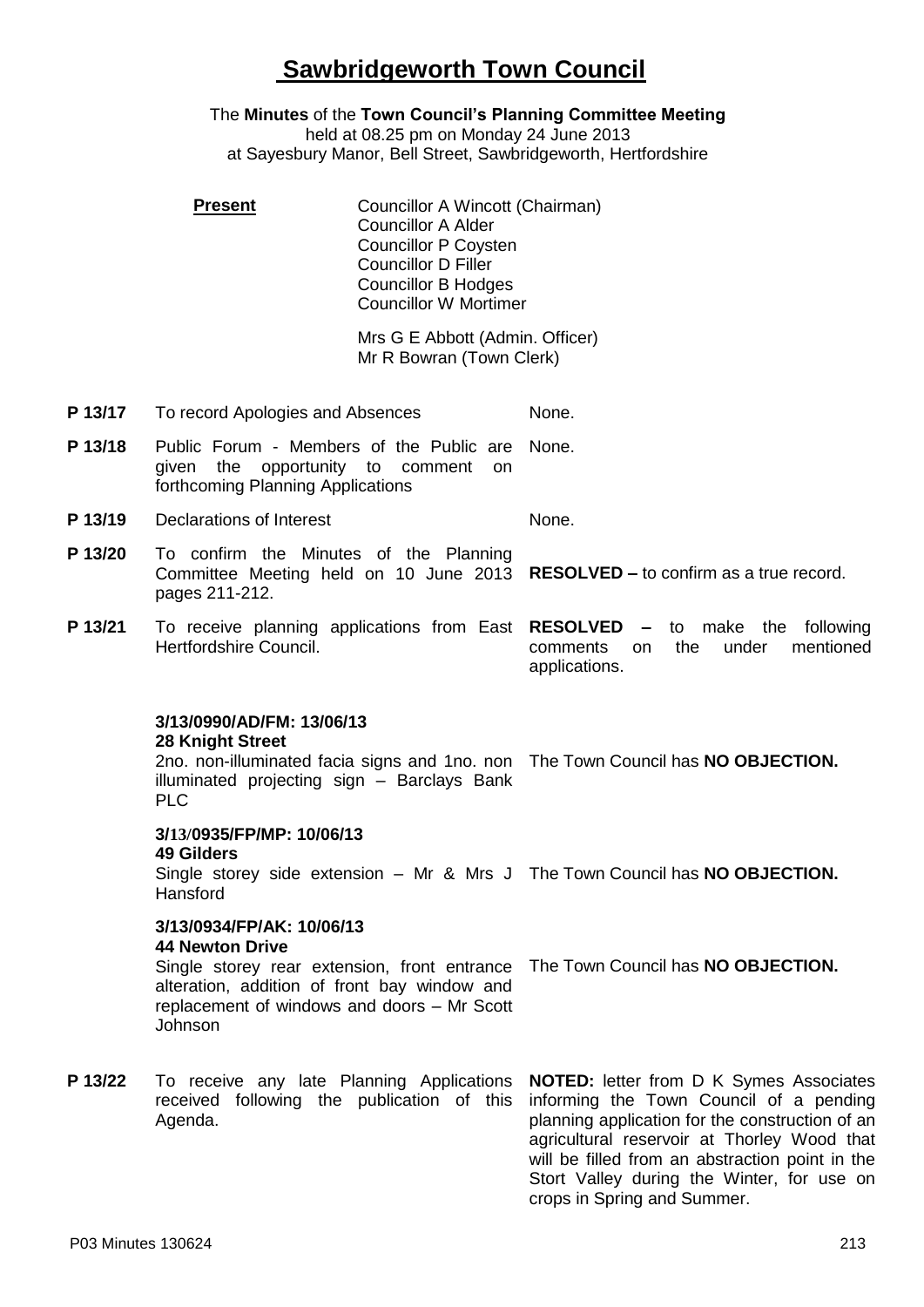# Sawbridgeworth Town Council

The **Minutes** of the **Town Council's Planning Committee Meeting**
held at 08.25 pm on Monday 24 June 2013
at Sayesbury Manor, Bell Street, Sawbridgeworth, Hertfordshire

**Present**

Councillor A Wincott (Chairman)
Councillor A Alder
Councillor P Coysten
Councillor D Filler
Councillor B Hodges
Councillor W Mortimer

Mrs G E Abbott (Admin. Officer)
Mr R Bowran (Town Clerk)

| | | |
|---|---|---|
| **P 13/17** | To record Apologies and Absences | None. |
| **P 13/18** | Public Forum - Members of the Public are given the opportunity to comment on forthcoming Planning Applications | None. |
| **P 13/19** | Declarations of Interest | None. |
| **P 13/20** | To confirm the Minutes of the Planning Committee Meeting held on 10 June 2013 pages 211-212. | **RESOLVED –** to confirm as a true record. |
| **P 13/21** | To receive planning applications from East Hertfordshire Council. | **RESOLVED –** to make the following comments on the under mentioned applications. |
| | **3/13/0990/AD/FM: 13/06/13**<br>**28 Knight Street**<br>2no. non-illuminated facia signs and 1no. non illuminated projecting sign – Barclays Bank PLC | The Town Council has **NO OBJECTION.** |
| | **3/13/0935/FP/MP: 10/06/13**<br>**49 Gilders**<br>Single storey side extension – Mr & Mrs J Hansford | The Town Council has **NO OBJECTION.** |
| | **3/13/0934/FP/AK: 10/06/13**<br>**44 Newton Drive**<br>Single storey rear extension, front entrance alteration, addition of front bay window and replacement of windows and doors – Mr Scott Johnson | The Town Council has **NO OBJECTION.** |
| **P 13/22** | To receive any late Planning Applications received following the publication of this Agenda. | **NOTED:** letter from D K Symes Associates informing the Town Council of a pending planning application for the construction of an agricultural reservoir at Thorley Wood that will be filled from an abstraction point in the Stort Valley during the Winter, for use on crops in Spring and Summer. |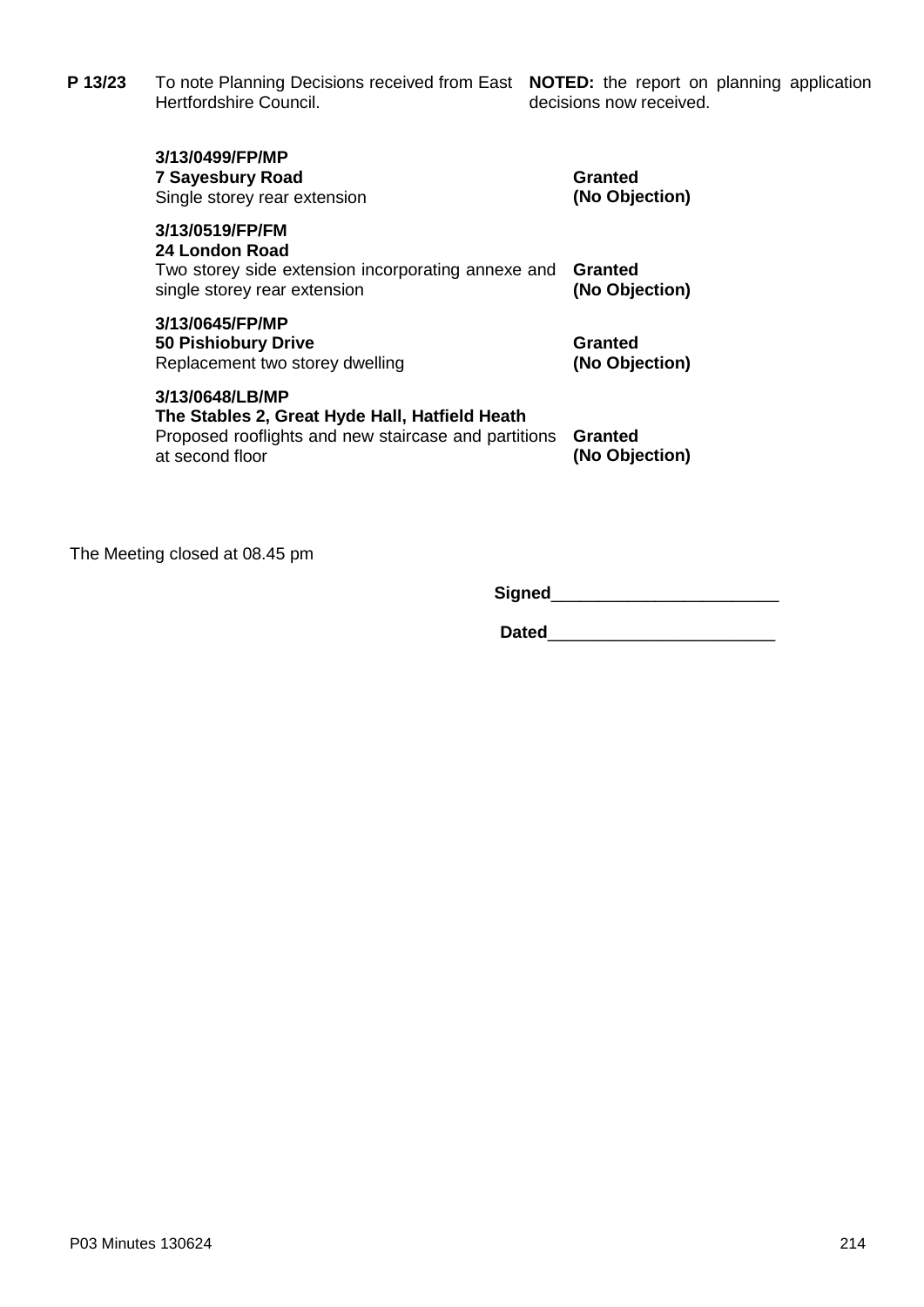**P 13/23** To note Planning Decisions received from East Hertfordshire Council.

**NOTED:** the report on planning application decisions now received.

| | |
|---|---|
| **3/13/0499/FP/MP**<br>**7 Sayesbury Road**<br>Single storey rear extension | **Granted (No Objection)** |
| **3/13/0519/FP/FM**<br>**24 London Road**<br>Two storey side extension incorporating annexe and single storey rear extension | **Granted (No Objection)** |
| **3/13/0645/FP/MP**<br>**50 Pishiobury Drive**<br>Replacement two storey dwelling | **Granted (No Objection)** |
| **3/13/0648/LB/MP**<br>**The Stables 2, Great Hyde Hall, Hatfield Heath**<br>Proposed rooflights and new staircase and partitions at second floor | **Granted (No Objection)** |

The Meeting closed at 08.45 pm

**Signed**________________________

**Dated**________________________

P03 Minutes 130624